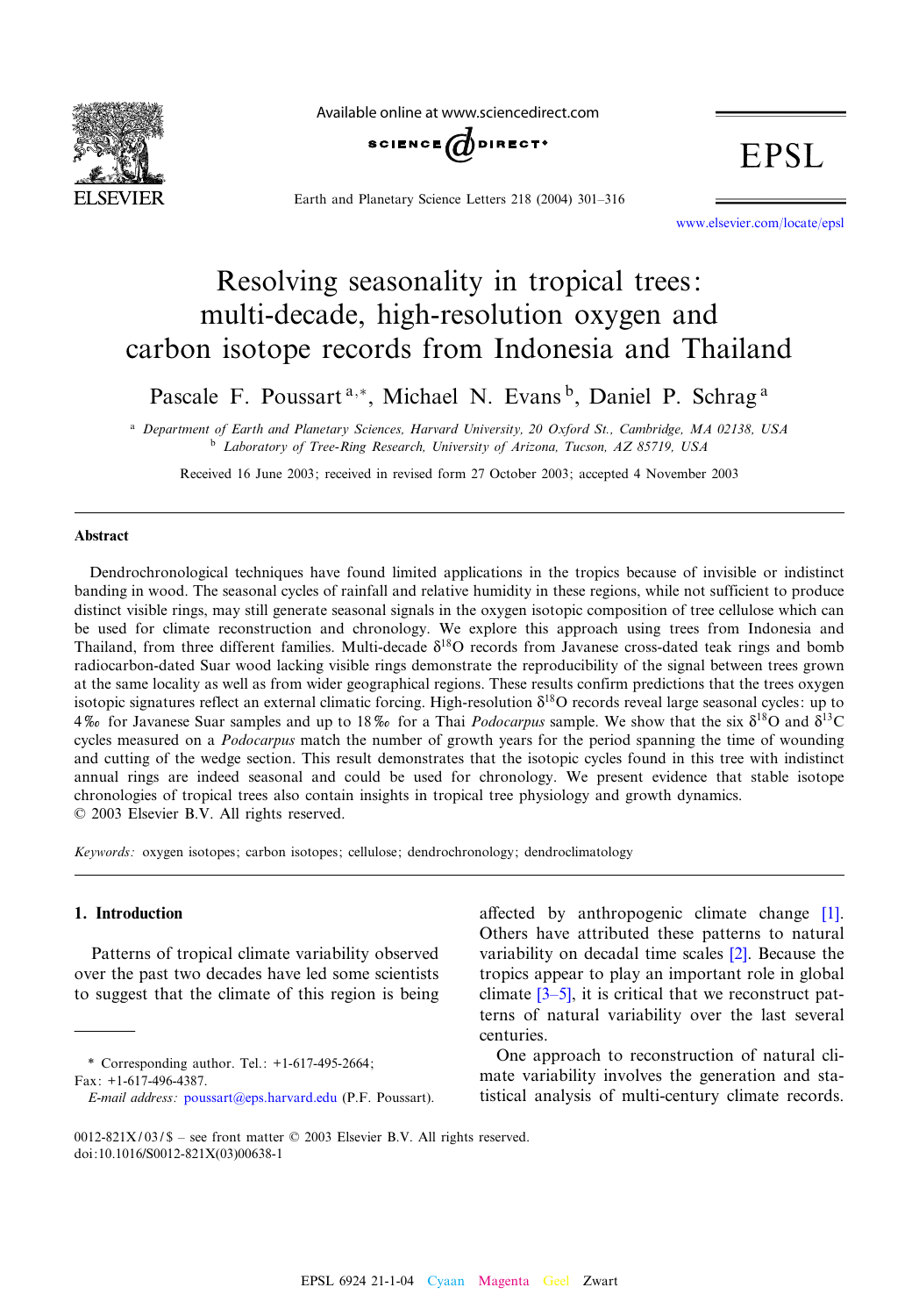# Resolving seasonality in tropical trees: multi-decade, high-resolution oxygen and carbon isotope records from Indonesia and Thailand

Pascale F. Poussart [a,*], Michael N. Evans [b], Daniel P. Schrag [a]

[a] *Department of Earth and Planetary Sciences, Harvard University, 20 Oxford St., Cambridge, MA 02138, USA*
[b] *Laboratory of Tree-Ring Research, University of Arizona, Tucson, AZ 85719, USA*

Received 16 June 2003; received in revised form 27 October 2003; accepted 4 November 2003

## Abstract

Dendrochronological techniques have found limited applications in the tropics because of invisible or indistinct banding in wood. The seasonal cycles of rainfall and relative humidity in these regions, while not sufficient to produce distinct visible rings, may still generate seasonal signals in the oxygen isotopic composition of tree cellulose which can be used for climate reconstruction and chronology. We explore this approach using trees from Indonesia and Thailand, from three different families. Multi-decade $\delta^{18}O$ records from Javanese cross-dated teak rings and bomb radiocarbon-dated Suar wood lacking visible rings demonstrate the reproducibility of the signal between trees grown at the same locality as well as from wider geographical regions. These results confirm predictions that the trees oxygen isotopic signatures reflect an external climatic forcing. High-resolution $\delta^{18}O$ records reveal large seasonal cycles: up to 4‰ for Javanese Suar samples and up to 18‰ for a Thai *Podocarpus* sample. We show that the six $\delta^{18}O$ and $\delta^{13}C$ cycles measured on a *Podocarpus* match the number of growth years for the period spanning the time of wounding and cutting of the wedge section. This result demonstrates that the isotopic cycles found in this tree with indistinct annual rings are indeed seasonal and could be used for chronology. We present evidence that stable isotope chronologies of tropical trees also contain insights in tropical tree physiology and growth dynamics.
© 2003 Elsevier B.V. All rights reserved.

*Keywords:* oxygen isotopes; carbon isotopes; cellulose; dendrochronology; dendroclimatology

## 1. Introduction

Patterns of tropical climate variability observed over the past two decades have led some scientists to suggest that the climate of this region is being affected by anthropogenic climate change [1]. Others have attributed these patterns to natural variability on decadal time scales [2]. Because the tropics appear to play an important role in global climate [3–5], it is critical that we reconstruct patterns of natural variability over the last several centuries.

One approach to reconstruction of natural climate variability involves the generation and statistical analysis of multi-century climate records.

\* Corresponding author. Tel.: +1-617-495-2664; Fax: +1-617-496-4387.
*E-mail address:* poussart@eps.harvard.edu (P.F. Poussart).

0012-821X/03/$ – see front matter © 2003 Elsevier B.V. All rights reserved.
doi:10.1016/S0012-821X(03)00638-1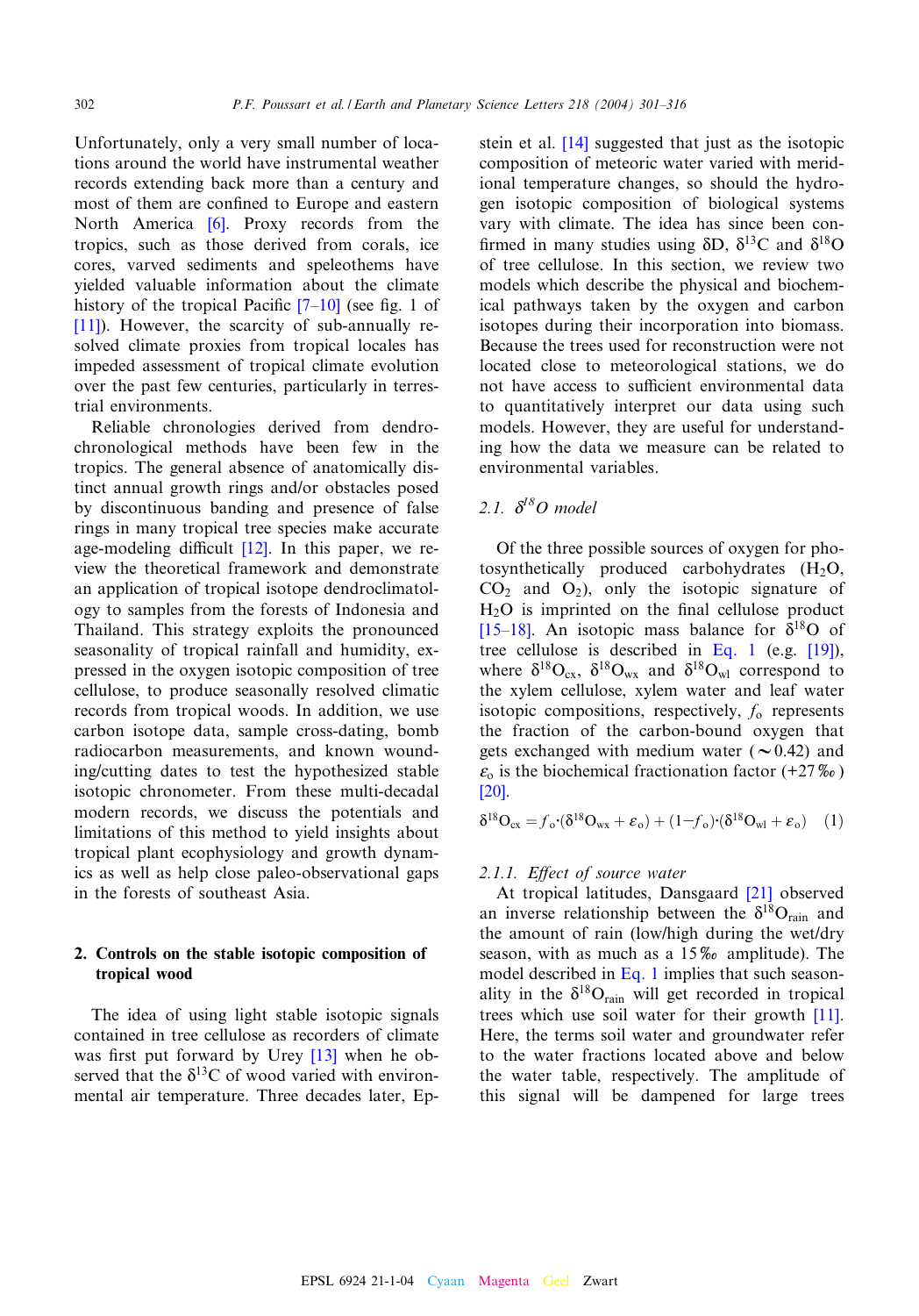Unfortunately, only a very small number of locations around the world have instrumental weather records extending back more than a century and most of them are confined to Europe and eastern North America [6]. Proxy records from the tropics, such as those derived from corals, ice cores, varved sediments and speleothems have yielded valuable information about the climate history of the tropical Pacific [7–10] (see fig. 1 of [11]). However, the scarcity of sub-annually resolved climate proxies from tropical locales has impeded assessment of tropical climate evolution over the past few centuries, particularly in terrestrial environments.

Reliable chronologies derived from dendrochronological methods have been few in the tropics. The general absence of anatomically distinct annual growth rings and/or obstacles posed by discontinuous banding and presence of false rings in many tropical tree species make accurate age-modeling difficult [12]. In this paper, we review the theoretical framework and demonstrate an application of tropical isotope dendroclimatology to samples from the forests of Indonesia and Thailand. This strategy exploits the pronounced seasonality of tropical rainfall and humidity, expressed in the oxygen isotopic composition of tree cellulose, to produce seasonally resolved climatic records from tropical woods. In addition, we use carbon isotope data, sample cross-dating, bomb radiocarbon measurements, and known wounding/cutting dates to test the hypothesized stable isotopic chronometer. From these multi-decadal modern records, we discuss the potentials and limitations of this method to yield insights about tropical plant ecophysiology and growth dynamics as well as help close paleo-observational gaps in the forests of southeast Asia.

## 2. Controls on the stable isotopic composition of tropical wood

The idea of using light stable isotopic signals contained in tree cellulose as recorders of climate was first put forward by Urey [13] when he observed that the $\delta^{13}C$ of wood varied with environmental air temperature. Three decades later, Epstein et al. [14] suggested that just as the isotopic composition of meteoric water varied with meridional temperature changes, so should the hydrogen isotopic composition of biological systems vary with climate. The idea has since been confirmed in many studies using $\delta D$, $\delta^{13}C$ and $\delta^{18}O$ of tree cellulose. In this section, we review two models which describe the physical and biochemical pathways taken by the oxygen and carbon isotopes during their incorporation into biomass. Because the trees used for reconstruction were not located close to meteorological stations, we do not have access to sufficient environmental data to quantitatively interpret our data using such models. However, they are useful for understanding how the data we measure can be related to environmental variables.

### 2.1. $\delta^{18}O$ model

Of the three possible sources of oxygen for photosynthetically produced carbohydrates ($H_2O$, $CO_2$ and $O_2$), only the isotopic signature of $H_2O$ is imprinted on the final cellulose product [15–18]. An isotopic mass balance for $\delta^{18}O$ of tree cellulose is described in Eq. 1 (e.g. [19]), where $\delta^{18}O_{cx}$, $\delta^{18}O_{wx}$ and $\delta^{18}O_{wl}$ correspond to the xylem cellulose, xylem water and leaf water isotopic compositions, respectively, $f_o$ represents the fraction of the carbon-bound oxygen that gets exchanged with medium water ($\sim$0.42) and $\varepsilon_o$ is the biochemical fractionation factor (+27‰) [20].

$$\delta^{18}O_{cx} = f_o \cdot (\delta^{18}O_{wx} + \varepsilon_o) + (1 - f_o) \cdot (\delta^{18}O_{wl} + \varepsilon_o) \quad (1)$$

#### 2.1.1. Effect of source water

At tropical latitudes, Dansgaard [21] observed an inverse relationship between the $\delta^{18}O_{rain}$ and the amount of rain (low/high during the wet/dry season, with as much as a 15‰ amplitude). The model described in Eq. 1 implies that such seasonality in the $\delta^{18}O_{rain}$ will get recorded in tropical trees which use soil water for their growth [11]. Here, the terms soil water and groundwater refer to the water fractions located above and below the water table, respectively. The amplitude of this signal will be dampened for large trees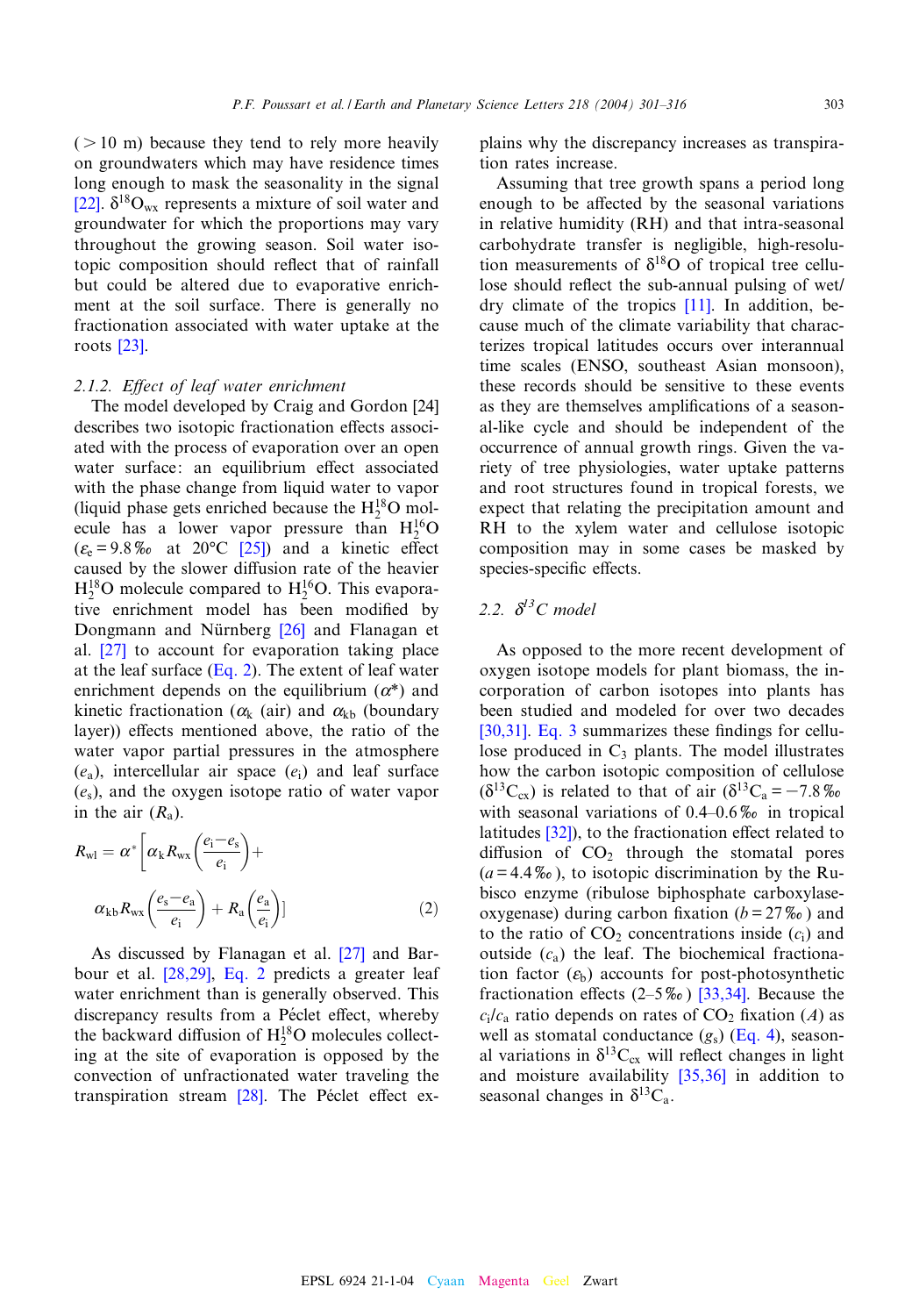(> 10 m) because they tend to rely more heavily on groundwaters which may have residence times long enough to mask the seasonality in the signal [22]. $\delta^{18}O_{wx}$ represents a mixture of soil water and groundwater for which the proportions may vary throughout the growing season. Soil water isotopic composition should reflect that of rainfall but could be altered due to evaporative enrichment at the soil surface. There is generally no fractionation associated with water uptake at the roots [23].

### 2.1.2. *Effect of leaf water enrichment*

The model developed by Craig and Gordon [24] describes two isotopic fractionation effects associated with the process of evaporation over an open water surface: an equilibrium effect associated with the phase change from liquid water to vapor (liquid phase gets enriched because the $H_2^{18}O$ molecule has a lower vapor pressure than $H_2^{16}O$ ($\varepsilon_e = 9.8‰$ at 20°C [25]) and a kinetic effect caused by the slower diffusion rate of the heavier $H_2^{18}O$ molecule compared to $H_2^{16}O$. This evaporative enrichment model has been modified by Dongmann and Nürnberg [26] and Flanagan et al. [27] to account for evaporation taking place at the leaf surface (Eq. 2). The extent of leaf water enrichment depends on the equilibrium ($\alpha^*$) and kinetic fractionation ($\alpha_k$ (air) and $\alpha_{kb}$ (boundary layer)) effects mentioned above, the ratio of the water vapor partial pressures in the atmosphere ($e_a$), intercellular air space ($e_i$) and leaf surface ($e_s$), and the oxygen isotope ratio of water vapor in the air ($R_a$).

$$R_{wl} = \alpha^* \left[ \alpha_k R_{wx} \left( \frac{e_i - e_s}{e_i} \right) + \alpha_{kb} R_{wx} \left( \frac{e_s - e_a}{e_i} \right) + R_a \left( \frac{e_a}{e_i} \right) \right] \quad (2)$$

As discussed by Flanagan et al. [27] and Barbour et al. [28,29], Eq. 2 predicts a greater leaf water enrichment than is generally observed. This discrepancy results from a Péclet effect, whereby the backward diffusion of $H_2^{18}O$ molecules collecting at the site of evaporation is opposed by the convection of unfractionated water traveling the transpiration stream [28]. The Péclet effect explains why the discrepancy increases as transpiration rates increase.

Assuming that tree growth spans a period long enough to be affected by the seasonal variations in relative humidity (RH) and that intra-seasonal carbohydrate transfer is negligible, high-resolution measurements of $\delta^{18}O$ of tropical tree cellulose should reflect the sub-annual pulsing of wet/dry climate of the tropics [11]. In addition, because much of the climate variability that characterizes tropical latitudes occurs over interannual time scales (ENSO, southeast Asian monsoon), these records should be sensitive to these events as they are themselves amplifications of a seasonal-like cycle and should be independent of the occurrence of annual growth rings. Given the variety of tree physiologies, water uptake patterns and root structures found in tropical forests, we expect that relating the precipitation amount and RH to the xylem water and cellulose isotopic composition may in some cases be masked by species-specific effects.

## 2.2. $\delta^{13}C$ model

As opposed to the more recent development of oxygen isotope models for plant biomass, the incorporation of carbon isotopes into plants has been studied and modeled for over two decades [30,31]. Eq. 3 summarizes these findings for cellulose produced in $C_3$ plants. The model illustrates how the carbon isotopic composition of cellulose ($\delta^{13}C_{cx}$) is related to that of air ($\delta^{13}C_a = -7.8‰$ with seasonal variations of 0.4–0.6‰ in tropical latitudes [32]), to the fractionation effect related to diffusion of $CO_2$ through the stomatal pores ($a = 4.4‰$), to isotopic discrimination by the Rubisco enzyme (ribulose biphosphate carboxylase-oxygenase) during carbon fixation ($b = 27‰$) and to the ratio of $CO_2$ concentrations inside ($c_i$) and outside ($c_a$) the leaf. The biochemical fractionation factor ($\varepsilon_b$) accounts for post-photosynthetic fractionation effects (2–5‰) [33,34]. Because the $c_i/c_a$ ratio depends on rates of $CO_2$ fixation ($A$) as well as stomatal conductance ($g_s$) (Eq. 4), seasonal variations in $\delta^{13}C_{cx}$ will reflect changes in light and moisture availability [35,36] in addition to seasonal changes in $\delta^{13}C_a$.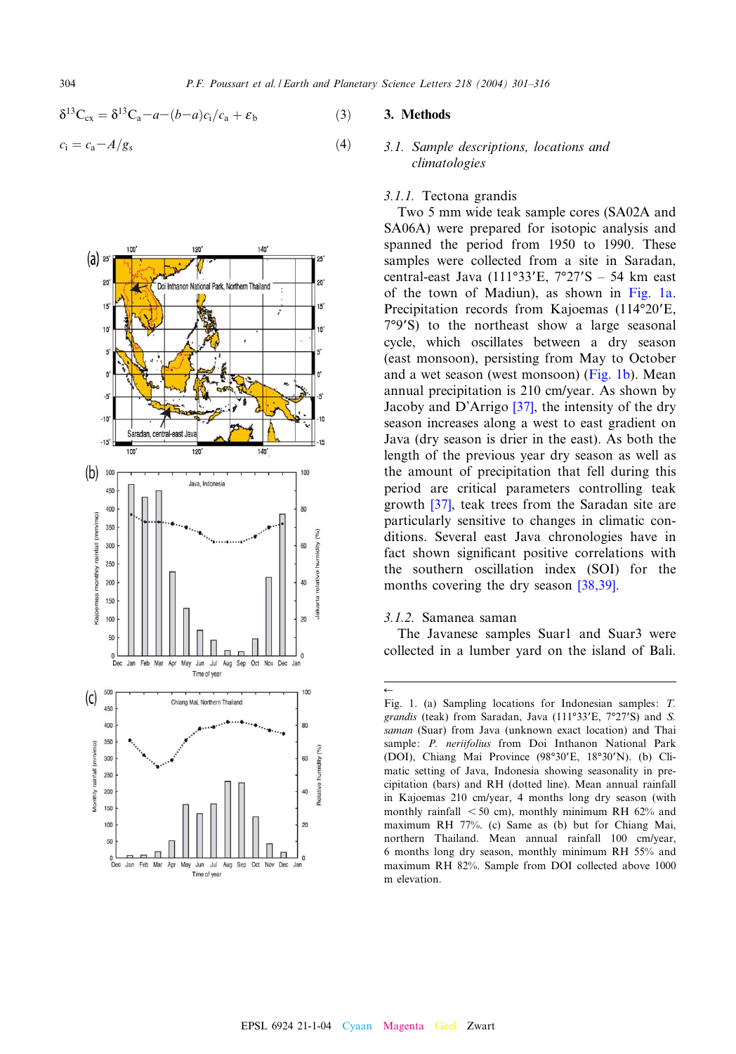$$\delta^{13}C_{cx} = \delta^{13}C_a - a - (b - a)c_i/c_a + \varepsilon_b \tag{3}$$

$$c_i = c_a - A/g_s \tag{4}$$

Fig. 1. (a) Sampling locations for Indonesian samples: *T. grandis* (teak) from Saradan, Java (111°33′E, 7°27′S) and *S. saman* (Suar) from Java (unknown exact location) and Thai sample: *P. neriifolius* from Doi Inthanon National Park (DOI), Chiang Mai Province (98°30′E, 18°30′N). (b) Climatic setting of Java, Indonesia showing seasonality in precipitation (bars) and RH (dotted line). Mean annual rainfall in Kajoemas 210 cm/year, 4 months long dry season (with monthly rainfall < 50 cm), monthly minimum RH 62% and maximum RH 77%. (c) Same as (b) but for Chiang Mai, northern Thailand. Mean annual rainfall 100 cm/year, 6 months long dry season, monthly minimum RH 55% and maximum RH 82%. Sample from DOI collected above 1000 m elevation.

## 3. Methods

### 3.1. Sample descriptions, locations and climatologies

#### 3.1.1. *Tectona grandis*

Two 5 mm wide teak sample cores (SA02A and SA06A) were prepared for isotopic analysis and spanned the period from 1950 to 1990. These samples were collected from a site in Saradan, central-east Java (111°33′E, 7°27′S – 54 km east of the town of Madiun), as shown in Fig. 1a. Precipitation records from Kajoemas (114°20′E, 7°9′S) to the northeast show a large seasonal cycle, which oscillates between a dry season (east monsoon), persisting from May to October and a wet season (west monsoon) (Fig. 1b). Mean annual precipitation is 210 cm/year. As shown by Jacoby and D'Arrigo [37], the intensity of the dry season increases along a west to east gradient on Java (dry season is drier in the east). As both the length of the previous year dry season as well as the amount of precipitation that fell during this period are critical parameters controlling teak growth [37], teak trees from the Saradan site are particularly sensitive to changes in climatic conditions. Several east Java chronologies have in fact shown significant positive correlations with the southern oscillation index (SOI) for the months covering the dry season [38,39].

#### 3.1.2. *Samanea saman*

The Javanese samples Suar1 and Suar3 were collected in a lumber yard on the island of Bali.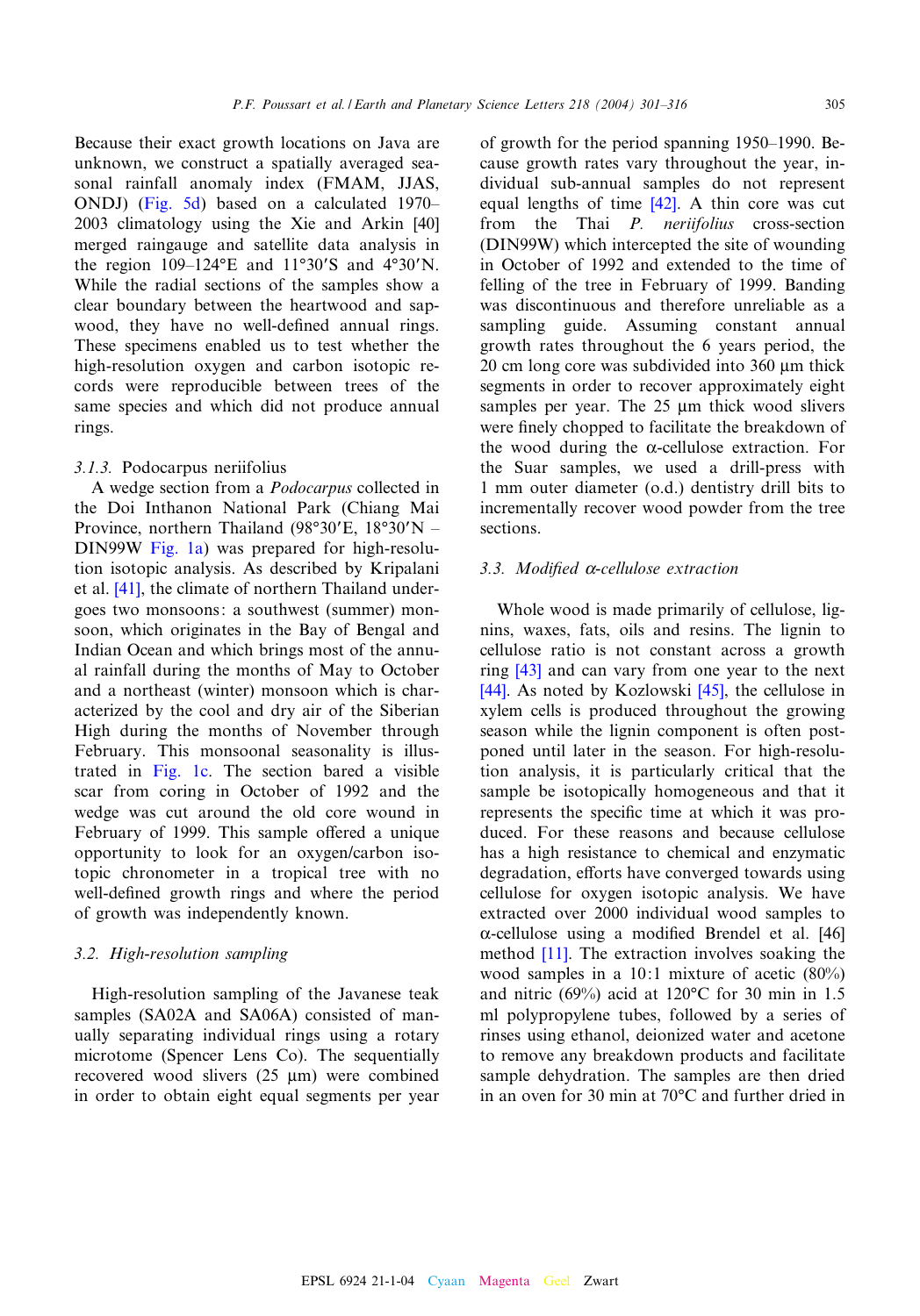Because their exact growth locations on Java are unknown, we construct a spatially averaged seasonal rainfall anomaly index (FMAM, JJAS, ONDJ) (Fig. 5d) based on a calculated 1970–2003 climatology using the Xie and Arkin [40] merged raingauge and satellite data analysis in the region 109–124°E and 11°30′S and 4°30′N. While the radial sections of the samples show a clear boundary between the heartwood and sapwood, they have no well-defined annual rings. These specimens enabled us to test whether the high-resolution oxygen and carbon isotopic records were reproducible between trees of the same species and which did not produce annual rings.

#### 3.1.3. Podocarpus neriifolius

A wedge section from a *Podocarpus* collected in the Doi Inthanon National Park (Chiang Mai Province, northern Thailand (98°30′E, 18°30′N – DIN99W Fig. 1a) was prepared for high-resolution isotopic analysis. As described by Kripalani et al. [41], the climate of northern Thailand undergoes two monsoons: a southwest (summer) monsoon, which originates in the Bay of Bengal and Indian Ocean and which brings most of the annual rainfall during the months of May to October and a northeast (winter) monsoon which is characterized by the cool and dry air of the Siberian High during the months of November through February. This monsoonal seasonality is illustrated in Fig. 1c. The section bared a visible scar from coring in October of 1992 and the wedge was cut around the old core wound in February of 1999. This sample offered a unique opportunity to look for an oxygen/carbon isotopic chronometer in a tropical tree with no well-defined growth rings and where the period of growth was independently known.

### 3.2. High-resolution sampling

High-resolution sampling of the Javanese teak samples (SA02A and SA06A) consisted of manually separating individual rings using a rotary microtome (Spencer Lens Co). The sequentially recovered wood slivers (25 μm) were combined in order to obtain eight equal segments per year of growth for the period spanning 1950–1990. Because growth rates vary throughout the year, individual sub-annual samples do not represent equal lengths of time [42]. A thin core was cut from the Thai *P. neriifolius* cross-section (DIN99W) which intercepted the site of wounding in October of 1992 and extended to the time of felling of the tree in February of 1999. Banding was discontinuous and therefore unreliable as a sampling guide. Assuming constant annual growth rates throughout the 6 years period, the 20 cm long core was subdivided into 360 μm thick segments in order to recover approximately eight samples per year. The 25 μm thick wood slivers were finely chopped to facilitate the breakdown of the wood during the α-cellulose extraction. For the Suar samples, we used a drill-press with 1 mm outer diameter (o.d.) dentistry drill bits to incrementally recover wood powder from the tree sections.

### 3.3. Modified α-cellulose extraction

Whole wood is made primarily of cellulose, lignins, waxes, fats, oils and resins. The lignin to cellulose ratio is not constant across a growth ring [43] and can vary from one year to the next [44]. As noted by Kozlowski [45], the cellulose in xylem cells is produced throughout the growing season while the lignin component is often postponed until later in the season. For high-resolution analysis, it is particularly critical that the sample be isotopically homogeneous and that it represents the specific time at which it was produced. For these reasons and because cellulose has a high resistance to chemical and enzymatic degradation, efforts have converged towards using cellulose for oxygen isotopic analysis. We have extracted over 2000 individual wood samples to α-cellulose using a modified Brendel et al. [46] method [11]. The extraction involves soaking the wood samples in a 10:1 mixture of acetic (80%) and nitric (69%) acid at 120°C for 30 min in 1.5 ml polypropylene tubes, followed by a series of rinses using ethanol, deionized water and acetone to remove any breakdown products and facilitate sample dehydration. The samples are then dried in an oven for 30 min at 70°C and further dried in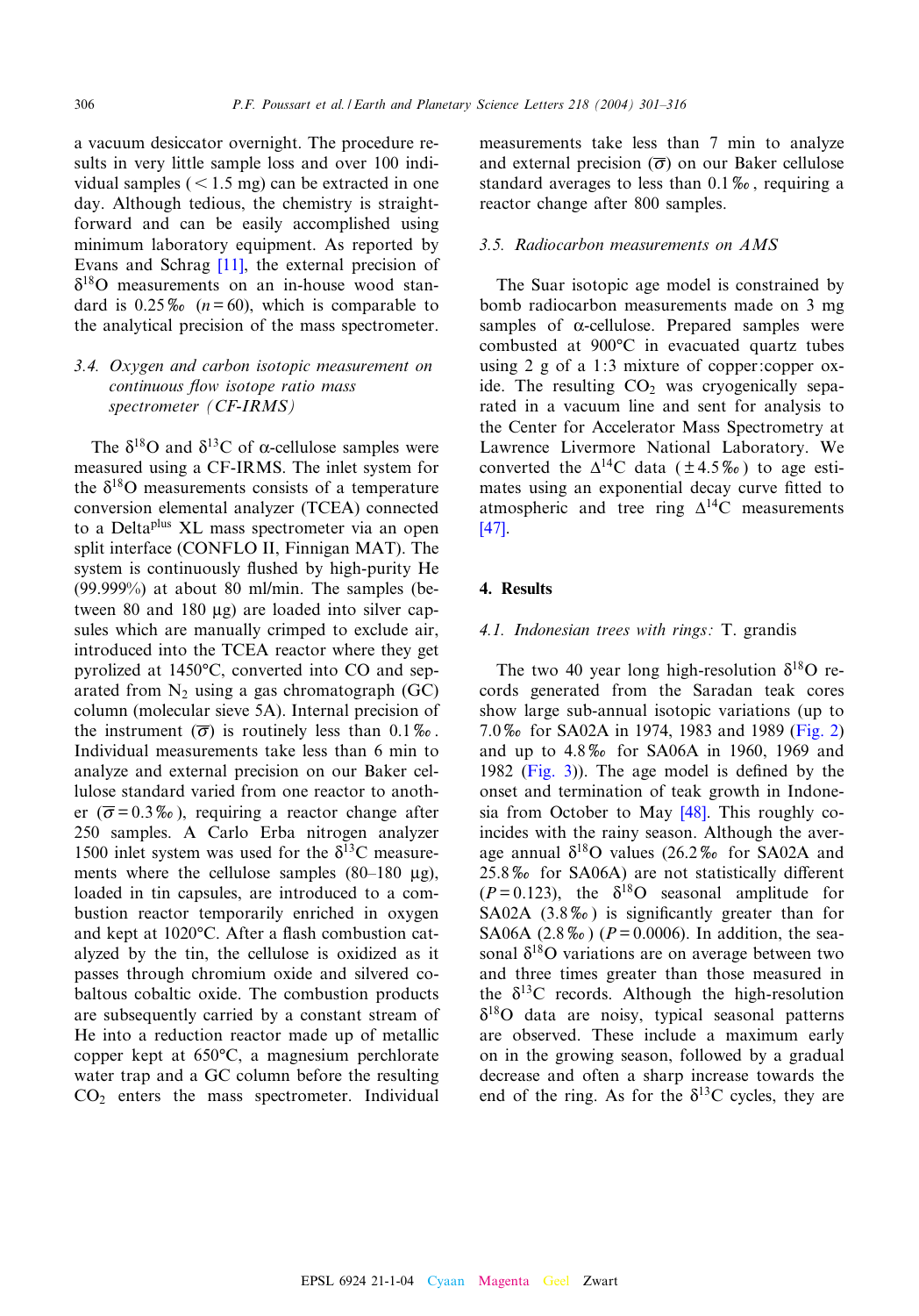a vacuum desiccator overnight. The procedure results in very little sample loss and over 100 individual samples (< 1.5 mg) can be extracted in one day. Although tedious, the chemistry is straightforward and can be easily accomplished using minimum laboratory equipment. As reported by Evans and Schrag [11], the external precision of $\delta^{18}O$ measurements on an in-house wood standard is 0.25‰ ($n = 60$), which is comparable to the analytical precision of the mass spectrometer.

### 3.4. Oxygen and carbon isotopic measurement on continuous flow isotope ratio mass spectrometer (CF-IRMS)

The $\delta^{18}O$ and $\delta^{13}C$ of α-cellulose samples were measured using a CF-IRMS. The inlet system for the $\delta^{18}O$ measurements consists of a temperature conversion elemental analyzer (TCEA) connected to a Delta[plus] XL mass spectrometer via an open split interface (CONFLO II, Finnigan MAT). The system is continuously flushed by high-purity He (99.999%) at about 80 ml/min. The samples (between 80 and 180 μg) are loaded into silver capsules which are manually crimped to exclude air, introduced into the TCEA reactor where they get pyrolyzed at 1450°C, converted into CO and separated from $N_2$ using a gas chromatograph (GC) column (molecular sieve 5A). Internal precision of the instrument ($\overline{\sigma}$) is routinely less than 0.1‰. Individual measurements take less than 6 min to analyze and external precision on our Baker cellulose standard varied from one reactor to another ($\overline{\sigma} = 0.3$‰), requiring a reactor change after 250 samples. A Carlo Erba nitrogen analyzer 1500 inlet system was used for the $\delta^{13}C$ measurements where the cellulose samples (80–180 μg), loaded in tin capsules, are introduced to a combustion reactor temporarily enriched in oxygen and kept at 1020°C. After a flash combustion catalyzed by the tin, the cellulose is oxidized as it passes through chromium oxide and silvered cobaltous cobaltic oxide. The combustion products are subsequently carried by a constant stream of He into a reduction reactor made up of metallic copper kept at 650°C, a magnesium perchlorate water trap and a GC column before the resulting $CO_2$ enters the mass spectrometer. Individual measurements take less than 7 min to analyze and external precision ($\overline{\sigma}$) on our Baker cellulose standard averages to less than 0.1‰, requiring a reactor change after 800 samples.

### 3.5. Radiocarbon measurements on AMS

The Suar isotopic age model is constrained by bomb radiocarbon measurements made on 3 mg samples of α-cellulose. Prepared samples were combusted at 900°C in evacuated quartz tubes using 2 g of a 1:3 mixture of copper:copper oxide. The resulting $CO_2$ was cryogenically separated in a vacuum line and sent for analysis to the Center for Accelerator Mass Spectrometry at Lawrence Livermore National Laboratory. We converted the $\Delta^{14}C$ data (±4.5‰) to age estimates using an exponential decay curve fitted to atmospheric and tree ring $\Delta^{14}C$ measurements [47].

## 4. Results

### 4.1. Indonesian trees with rings: *T. grandis*

The two 40 year long high-resolution $\delta^{18}O$ records generated from the Saradan teak cores show large sub-annual isotopic variations (up to 7.0‰ for SA02A in 1974, 1983 and 1989 (Fig. 2) and up to 4.8‰ for SA06A in 1960, 1969 and 1982 (Fig. 3)). The age model is defined by the onset and termination of teak growth in Indonesia from October to May [48]. This roughly coincides with the rainy season. Although the average annual $\delta^{18}O$ values (26.2‰ for SA02A and 25.8‰ for SA06A) are not statistically different ($P = 0.123$), the $\delta^{18}O$ seasonal amplitude for SA02A (3.8‰) is significantly greater than for SA06A (2.8‰) ($P = 0.0006$). In addition, the seasonal $\delta^{18}O$ variations are on average between two and three times greater than those measured in the $\delta^{13}C$ records. Although the high-resolution $\delta^{18}O$ data are noisy, typical seasonal patterns are observed. These include a maximum early on in the growing season, followed by a gradual decrease and often a sharp increase towards the end of the ring. As for the $\delta^{13}C$ cycles, they are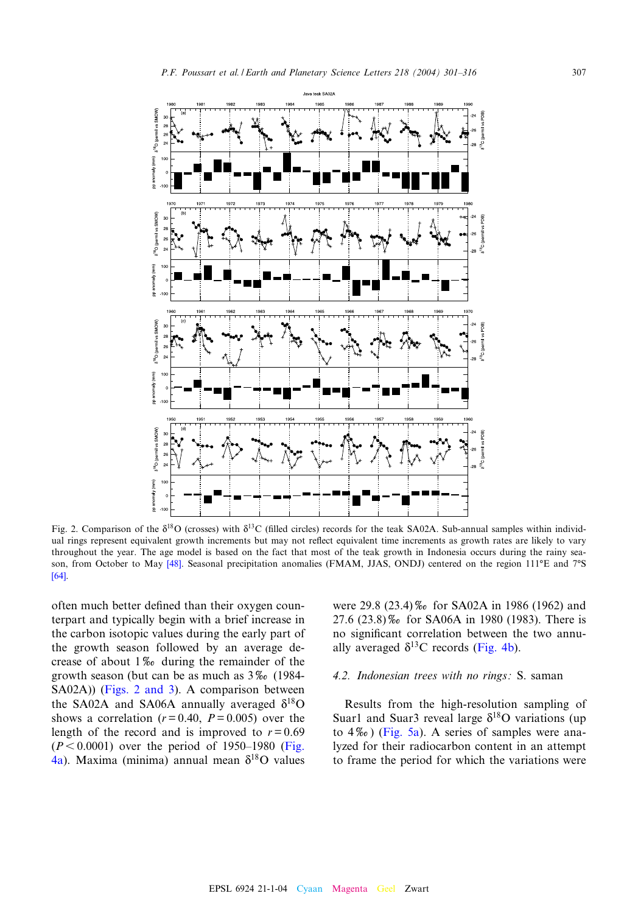Fig. 2. Comparison of the $\delta^{18}O$ (crosses) with $\delta^{13}C$ (filled circles) records for the teak SA02A. Sub-annual samples within individual rings represent equivalent growth increments but may not reflect equivalent time increments as growth rates are likely to vary throughout the year. The age model is based on the fact that most of the teak growth in Indonesia occurs during the rainy season, from October to May [48]. Seasonal precipitation anomalies (FMAM, JJAS, ONDJ) centered on the region 111°E and 7°S [64].

often much better defined than their oxygen counterpart and typically begin with a brief increase in the carbon isotopic values during the early part of the growth season followed by an average decrease of about 1‰ during the remainder of the growth season (but can be as much as 3‰ (1984-SA02A)) (Figs. 2 and 3). A comparison between the SA02A and SA06A annually averaged $\delta^{18}O$ shows a correlation ($r = 0.40$, $P = 0.005$) over the length of the record and is improved to $r = 0.69$ ($P < 0.0001$) over the period of 1950–1980 (Fig. 4a). Maxima (minima) annual mean $\delta^{18}O$ values were 29.8 (23.4)‰ for SA02A in 1986 (1962) and 27.6 (23.8)‰ for SA06A in 1980 (1983). There is no significant correlation between the two annually averaged $\delta^{13}C$ records (Fig. 4b).

### 4.2. *Indonesian trees with no rings:* S. saman

Results from the high-resolution sampling of Suar1 and Suar3 reveal large $\delta^{18}O$ variations (up to 4‰) (Fig. 5a). A series of samples were analyzed for their radiocarbon content in an attempt to frame the period for which the variations were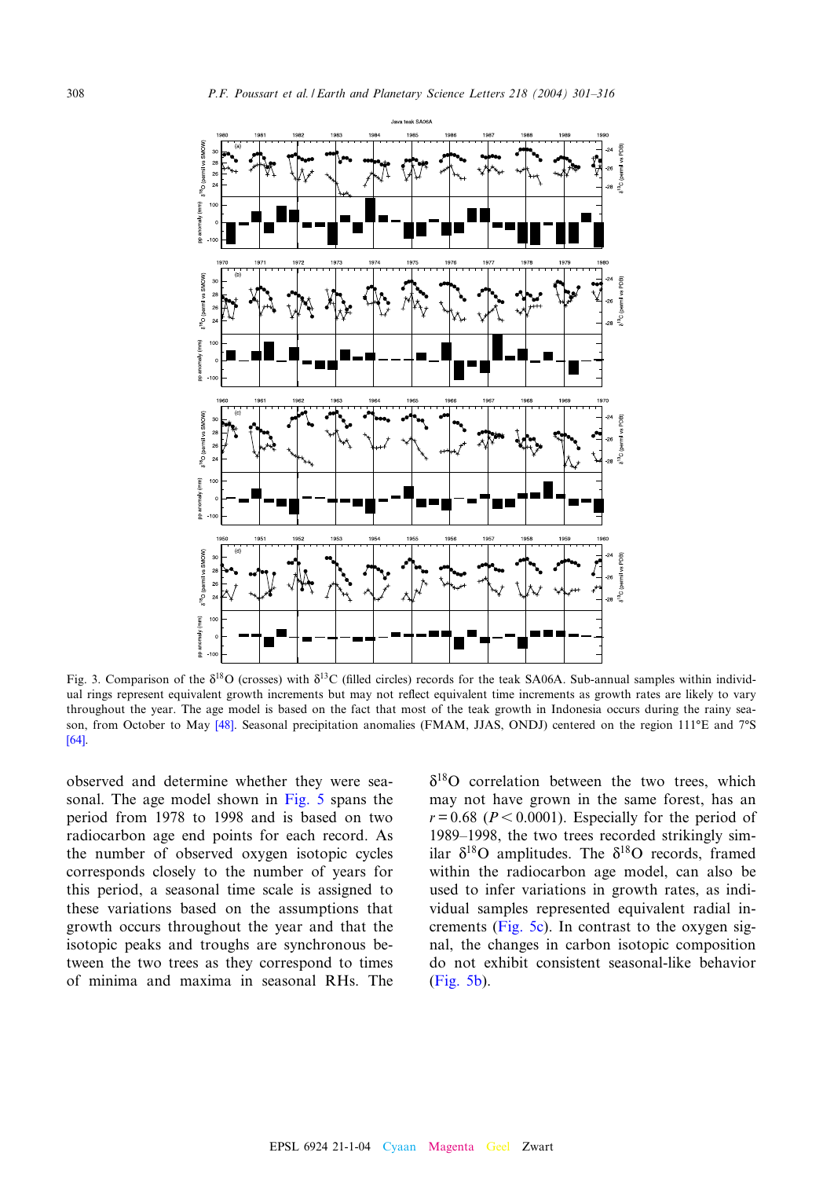Fig. 3. Comparison of the $\delta^{18}O$ (crosses) with $\delta^{13}C$ (filled circles) records for the teak SA06A. Sub-annual samples within individual rings represent equivalent growth increments but may not reflect equivalent time increments as growth rates are likely to vary throughout the year. The age model is based on the fact that most of the teak growth in Indonesia occurs during the rainy season, from October to May [48]. Seasonal precipitation anomalies (FMAM, JJAS, ONDJ) centered on the region 111°E and 7°S [64].

observed and determine whether they were seasonal. The age model shown in Fig. 5 spans the period from 1978 to 1998 and is based on two radiocarbon age end points for each record. As the number of observed oxygen isotopic cycles corresponds closely to the number of years for this period, a seasonal time scale is assigned to these variations based on the assumptions that growth occurs throughout the year and that the isotopic peaks and troughs are synchronous between the two trees as they correspond to times of minima and maxima in seasonal RHs. The $\delta^{18}O$ correlation between the two trees, which may not have grown in the same forest, has an $r = 0.68$ ($P < 0.0001$). Especially for the period of 1989–1998, the two trees recorded strikingly similar $\delta^{18}O$ amplitudes. The $\delta^{18}O$ records, framed within the radiocarbon age model, can also be used to infer variations in growth rates, as individual samples represented equivalent radial increments (Fig. 5c). In contrast to the oxygen isotopic signal, the changes in carbon isotopic composition do not exhibit consistent seasonal-like behavior (Fig. 5b).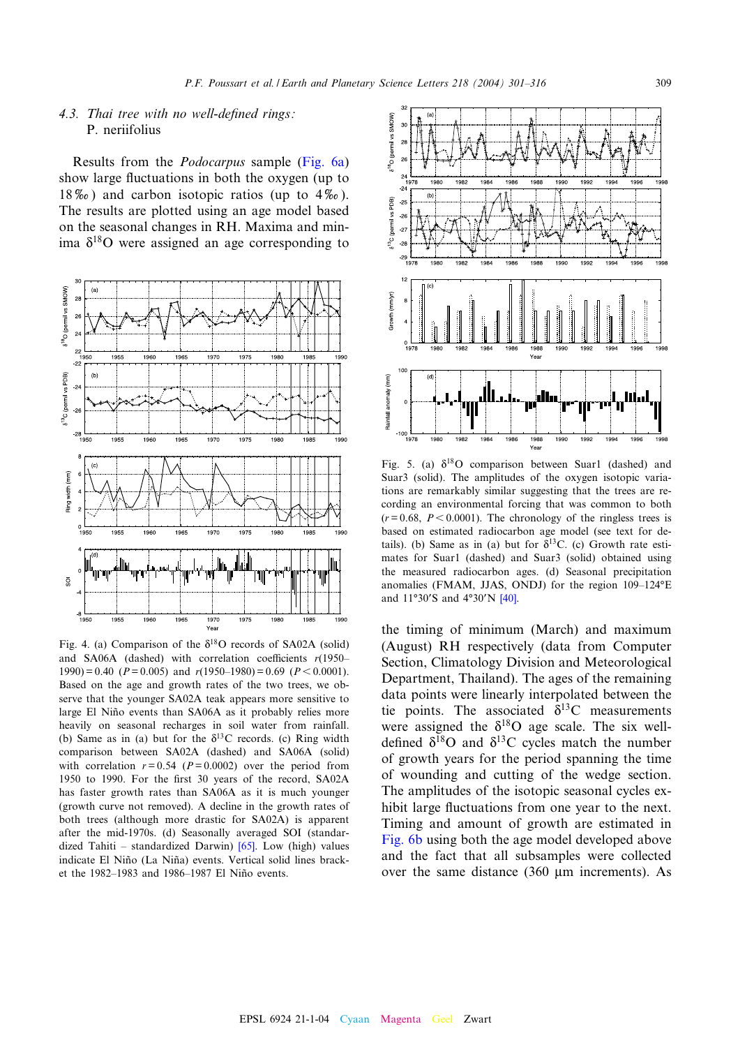### 4.3. *Thai tree with no well-defined rings:* P. neriifolius

Results from the *Podocarpus* sample (Fig. 6a) show large fluctuations in both the oxygen (up to 18‰) and carbon isotopic ratios (up to 4‰). The results are plotted using an age model based on the seasonal changes in RH. Maxima and minima $\delta^{18}O$ were assigned an age corresponding to the timing of minimum (March) and maximum (August) RH respectively (data from Computer Section, Climatology Division and Meteorological Department, Thailand). The ages of the remaining data points were linearly interpolated between the tie points. The associated $\delta^{13}C$ measurements were assigned the $\delta^{18}O$ age scale. The six well-defined $\delta^{18}O$ and $\delta^{13}C$ cycles match the number of growth years for the period spanning the time of wounding and cutting of the wedge section. The amplitudes of the isotopic seasonal cycles exhibit large fluctuations from one year to the next. Timing and amount of growth are estimated in Fig. 6b using both the age model developed above and the fact that all subsamples were collected over the same distance (360 μm increments). As

Fig. 4. (a) Comparison of the $\delta^{18}O$ records of SA02A (solid) and SA06A (dashed) with correlation coefficients $r$(1950–1990) = 0.40 ($P$ = 0.005) and $r$(1950–1980) = 0.69 ($P$ < 0.0001). Based on the age and growth rates of the two trees, we observe that the younger SA02A teak appears more sensitive to large El Niño events than SA06A as it probably relies more heavily on seasonal recharges in soil water from rainfall. (b) Same as in (a) but for the $\delta^{13}C$ records. (c) Ring width comparison between SA02A (dashed) and SA06A (solid) with correlation $r$ = 0.54 ($P$ = 0.0002) over the period from 1950 to 1990. For the first 30 years of the record, SA02A has faster growth rates than SA06A as it is much younger (growth curve not removed). A decline in the growth rates of both trees (although more drastic for SA02A) is apparent after the mid-1970s. (d) Seasonally averaged SOI (standardized Tahiti – standardized Darwin) [65]. Low (high) values indicate El Niño (La Niña) events. Vertical solid lines bracket the 1982–1983 and 1986–1987 El Niño events.

Fig. 5. (a) $\delta^{18}O$ comparison between Suar1 (dashed) and Suar3 (solid). The amplitudes of the oxygen isotopic variations are remarkably similar suggesting that the trees are recording an environmental forcing that was common to both ($r$ = 0.68, $P$ < 0.0001). The chronology of the ringless trees is based on estimated radiocarbon age model (see text for details). (b) Same as in (a) but for $\delta^{13}C$. (c) Growth rate estimates for Suar1 (dashed) and Suar3 (solid) obtained using the measured radiocarbon ages. (d) Seasonal precipitation anomalies (FMAM, JJAS, ONDJ) for the region 109–124°E and 11°30′S and 4°30′N [40].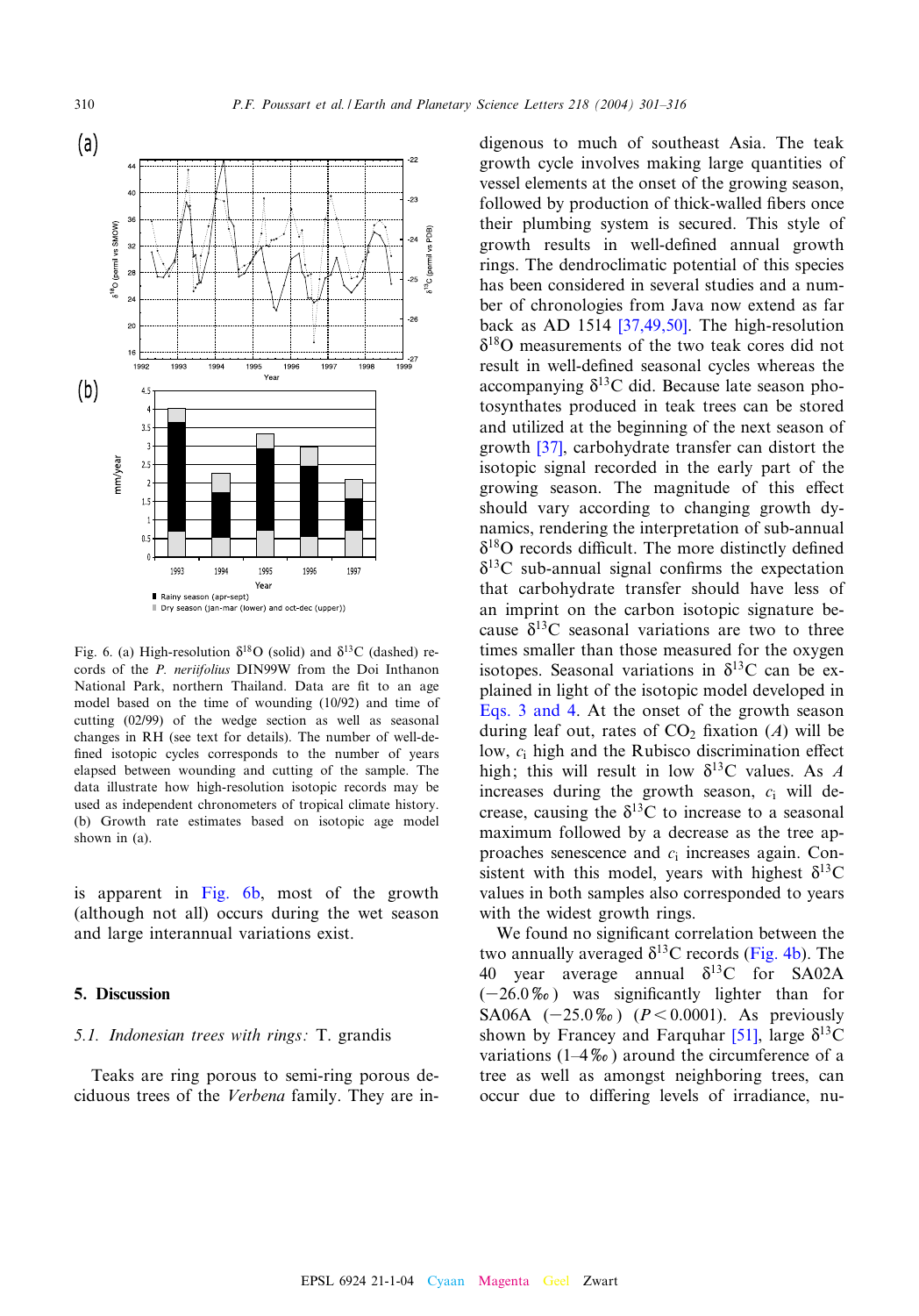Fig. 6. (a) High-resolution $\delta^{18}O$ (solid) and $\delta^{13}C$ (dashed) records of the *P. neriifolius* DIN99W from the Doi Inthanon National Park, northern Thailand. Data are fit to an age model based on the time of wounding (10/92) and time of cutting (02/99) of the wedge section as well as seasonal changes in RH (see text for details). The number of well-defined isotopic cycles corresponds to the number of years elapsed between wounding and cutting of the sample. The data illustrate how high-resolution isotopic records may be used as independent chronometers of tropical climate history. (b) Growth rate estimates based on isotopic age model shown in (a).

is apparent in Fig. 6b, most of the growth (although not all) occurs during the wet season and large interannual variations exist.

## 5. Discussion

### 5.1. Indonesian trees with rings: *T. grandis*

Teaks are ring porous to semi-ring porous deciduous trees of the *Verbena* family. They are indigenous to much of southeast Asia. The teak growth cycle involves making large quantities of vessel elements at the onset of the growing season, followed by production of thick-walled fibers once their plumbing system is secured. This style of growth results in well-defined annual growth rings. The dendroclimatic potential of this species has been considered in several studies and a number of chronologies from Java now extend as far back as AD 1514 [37,49,50]. The high-resolution $\delta^{18}O$ measurements of the two teak cores did not result in well-defined seasonal cycles whereas the accompanying $\delta^{13}C$ did. Because late season photosynthates produced in teak trees can be stored and utilized at the beginning of the next season of growth [37], carbohydrate transfer can distort the isotopic signal recorded in the early part of the growing season. The magnitude of this effect should vary according to changing growth dynamics, rendering the interpretation of sub-annual $\delta^{18}O$ records difficult. The more distinctly defined $\delta^{13}C$ sub-annual signal confirms the expectation that carbohydrate transfer should have less of an imprint on the carbon isotopic signature because $\delta^{13}C$ seasonal variations are two to three times smaller than those measured for the oxygen isotopes. Seasonal variations in $\delta^{13}C$ can be explained in light of the isotopic model developed in Eqs. 3 and 4. At the onset of the growth season during leaf out, rates of $CO_2$ fixation ($A$) will be low, $c_i$ high and the Rubisco discrimination effect high; this will result in low $\delta^{13}C$ values. As $A$ increases during the growth season, $c_i$ will decrease, causing the $\delta^{13}C$ to increase to a seasonal maximum followed by a decrease as the tree approaches senescence and $c_i$ increases again. Consistent with this model, years with highest $\delta^{13}C$ values in both samples also corresponded to years with the widest growth rings.

We found no significant correlation between the two annually averaged $\delta^{13}C$ records (Fig. 4b). The 40 year average annual $\delta^{13}C$ for SA02A (−26.0‰) was significantly lighter than for SA06A (−25.0‰) ($P < 0.0001$). As previously shown by Francey and Farquhar [51], large $\delta^{13}C$ variations (1–4‰) around the circumference of a tree as well as amongst neighboring trees, can occur due to differing levels of irradiance, nu-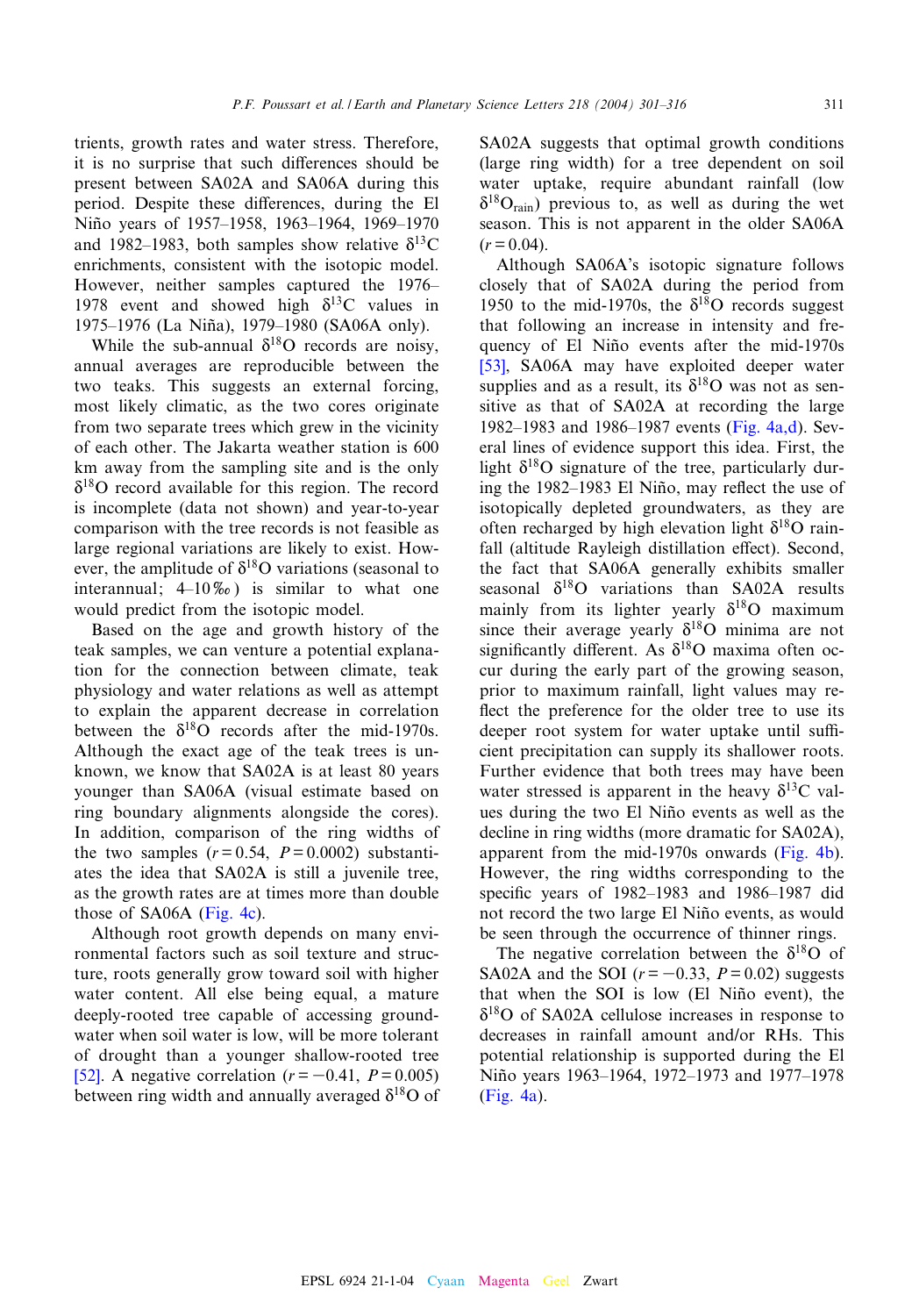trients, growth rates and water stress. Therefore, it is no surprise that such differences should be present between SA02A and SA06A during this period. Despite these differences, during the El Niño years of 1957–1958, 1963–1964, 1969–1970 and 1982–1983, both samples show relative $\delta^{13}C$ enrichments, consistent with the isotopic model. However, neither samples captured the 1976–1978 event and showed high $\delta^{13}C$ values in 1975–1976 (La Niña), 1979–1980 (SA06A only).

While the sub-annual $\delta^{18}O$ records are noisy, annual averages are reproducible between the two teaks. This suggests an external forcing, most likely climatic, as the two cores originate from two separate trees which grew in the vicinity of each other. The Jakarta weather station is 600 km away from the sampling site and is the only $\delta^{18}O$ record available for this region. The record is incomplete (data not shown) and year-to-year comparison with the tree records is not feasible as large regional variations are likely to exist. However, the amplitude of $\delta^{18}O$ variations (seasonal to interannual; 4–10‰) is similar to what one would predict from the isotopic model.

Based on the age and growth history of the teak samples, we can venture a potential explanation for the connection between climate, teak physiology and water relations as well as attempt to explain the apparent decrease in correlation between the $\delta^{18}O$ records after the mid-1970s. Although the exact age of the teak trees is unknown, we know that SA02A is at least 80 years younger than SA06A (visual estimate based on ring boundary alignments alongside the cores). In addition, comparison of the ring widths of the two samples ($r = 0.54$, $P = 0.0002$) substantiates the idea that SA02A is still a juvenile tree, as the growth rates are at times more than double those of SA06A (Fig. 4c).

Although root growth depends on many environmental factors such as soil texture and structure, roots generally grow toward soil with higher water content. All else being equal, a mature deeply-rooted tree capable of accessing groundwater when soil water is low, will be more tolerant of drought than a younger shallow-rooted tree [52]. A negative correlation ($r = -0.41$, $P = 0.005$) between ring width and annually averaged $\delta^{18}O$ of SA02A suggests that optimal growth conditions (large ring width) for a tree dependent on soil water uptake, require abundant rainfall (low $\delta^{18}O_{rain}$) previous to, as well as during the wet season. This is not apparent in the older SA06A ($r = 0.04$).

Although SA06A's isotopic signature follows closely that of SA02A during the period from 1950 to the mid-1970s, the $\delta^{18}O$ records suggest that following an increase in intensity and frequency of El Niño events after the mid-1970s [53], SA06A may have exploited deeper water supplies and as a result, its $\delta^{18}O$ was not as sensitive as that of SA02A at recording the large 1982–1983 and 1986–1987 events (Fig. 4a,d). Several lines of evidence support this idea. First, the light $\delta^{18}O$ signature of the tree, particularly during the 1982–1983 El Niño, may reflect the use of isotopically depleted groundwaters, as they are often recharged by high elevation light $\delta^{18}O$ rainfall (altitude Rayleigh distillation effect). Second, the fact that SA06A generally exhibits smaller seasonal $\delta^{18}O$ variations than SA02A results mainly from its lighter yearly $\delta^{18}O$ maximum since their average yearly $\delta^{18}O$ minima are not significantly different. As $\delta^{18}O$ maxima often occur during the early part of the growing season, prior to maximum rainfall, light values may reflect the preference for the older tree to use its deeper root system for water uptake until sufficient precipitation can supply its shallower roots. Further evidence that both trees may have been water stressed is apparent in the heavy $\delta^{13}C$ values during the two El Niño events as well as the decline in ring widths (more dramatic for SA02A), apparent from the mid-1970s onwards (Fig. 4b). However, the ring widths corresponding to the specific years of 1982–1983 and 1986–1987 did not record the two large El Niño events, as would be seen through the occurrence of thinner rings.

The negative correlation between the $\delta^{18}O$ of SA02A and the SOI ($r = -0.33$, $P = 0.02$) suggests that when the SOI is low (El Niño event), the $\delta^{18}O$ of SA02A cellulose increases in response to decreases in rainfall amount and/or RHs. This potential relationship is supported during the El Niño years 1963–1964, 1972–1973 and 1977–1978 (Fig. 4a).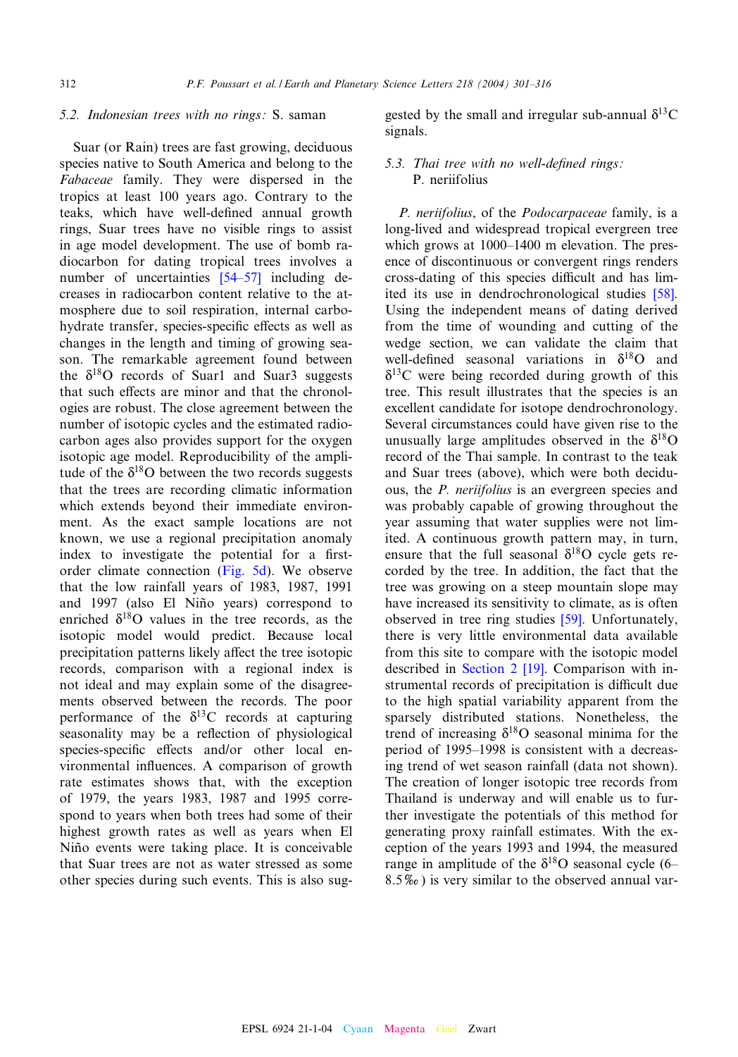### 5.2. Indonesian trees with no rings: S. saman

Suar (or Rain) trees are fast growing, deciduous species native to South America and belong to the *Fabaceae* family. They were dispersed in the tropics at least 100 years ago. Contrary to the teaks, which have well-defined annual growth rings, Suar trees have no visible rings to assist in age model development. The use of bomb radiocarbon for dating tropical trees involves a number of uncertainties [54–57] including decreases in radiocarbon content relative to the atmosphere due to soil respiration, internal carbohydrate transfer, species-specific effects as well as changes in the length and timing of growing season. The remarkable agreement found between the $\delta^{18}O$ records of Suar1 and Suar3 suggests that such effects are minor and that the chronologies are robust. The close agreement between the number of isotopic cycles and the estimated radiocarbon ages also provides support for the oxygen isotopic age model. Reproducibility of the amplitude of the $\delta^{18}O$ between the two records suggests that the trees are recording climatic information which extends beyond their immediate environment. As the exact sample locations are not known, we use a regional precipitation anomaly index to investigate the potential for a first-order climate connection (Fig. 5d). We observe that the low rainfall years of 1983, 1987, 1991 and 1997 (also El Niño years) correspond to enriched $\delta^{18}O$ values in the tree records, as the isotopic model would predict. Because local precipitation patterns likely affect the tree isotopic records, comparison with a regional index is not ideal and may explain some of the disagreements observed between the records. The poor performance of the $\delta^{13}C$ records at capturing seasonality may be a reflection of physiological species-specific effects and/or other local environmental influences. A comparison of growth rate estimates shows that, with the exception of 1979, the years 1983, 1987 and 1995 correspond to years when both trees had some of their highest growth rates as well as years when El Niño events were taking place. It is conceivable that Suar trees are not as water stressed as some other species during such events. This is also suggested by the small and irregular sub-annual $\delta^{13}C$ signals.

### 5.3. Thai tree with no well-defined rings: P. neriifolius

*P. neriifolius*, of the *Podocarpaceae* family, is a long-lived and widespread tropical evergreen tree which grows at 1000–1400 m elevation. The presence of discontinuous or convergent rings renders cross-dating of this species difficult and has limited its use in dendrochronological studies [58]. Using the independent means of dating derived from the time of wounding and cutting of the wedge section, we can validate the claim that well-defined seasonal variations in $\delta^{18}O$ and $\delta^{13}C$ were being recorded during growth of this tree. This result illustrates that the species is an excellent candidate for isotope dendrochronology. Several circumstances could have given rise to the unusually large amplitudes observed in the $\delta^{18}O$ record of the Thai sample. In contrast to the teak and Suar trees (above), which were both deciduous, the *P. neriifolius* is an evergreen species and was probably capable of growing throughout the year assuming that water supplies were not limited. A continuous growth pattern may, in turn, ensure that the full seasonal $\delta^{18}O$ cycle gets recorded by the tree. In addition, the fact that the tree was growing on a steep mountain slope may have increased its sensitivity to climate, as is often observed in tree ring studies [59]. Unfortunately, there is very little environmental data available from this site to compare with the isotopic model described in Section 2 [19]. Comparison with instrumental records of precipitation is difficult due to the high spatial variability apparent from the sparsely distributed stations. Nonetheless, the trend of increasing $\delta^{18}O$ seasonal minima for the period of 1995–1998 is consistent with a decreasing trend of wet season rainfall (data not shown). The creation of longer isotopic tree records from Thailand is underway and will enable us to further investigate the potentials of this method for generating proxy rainfall estimates. With the exception of the years 1993 and 1994, the measured range in amplitude of the $\delta^{18}O$ seasonal cycle (6–8.5‰) is very similar to the observed annual var-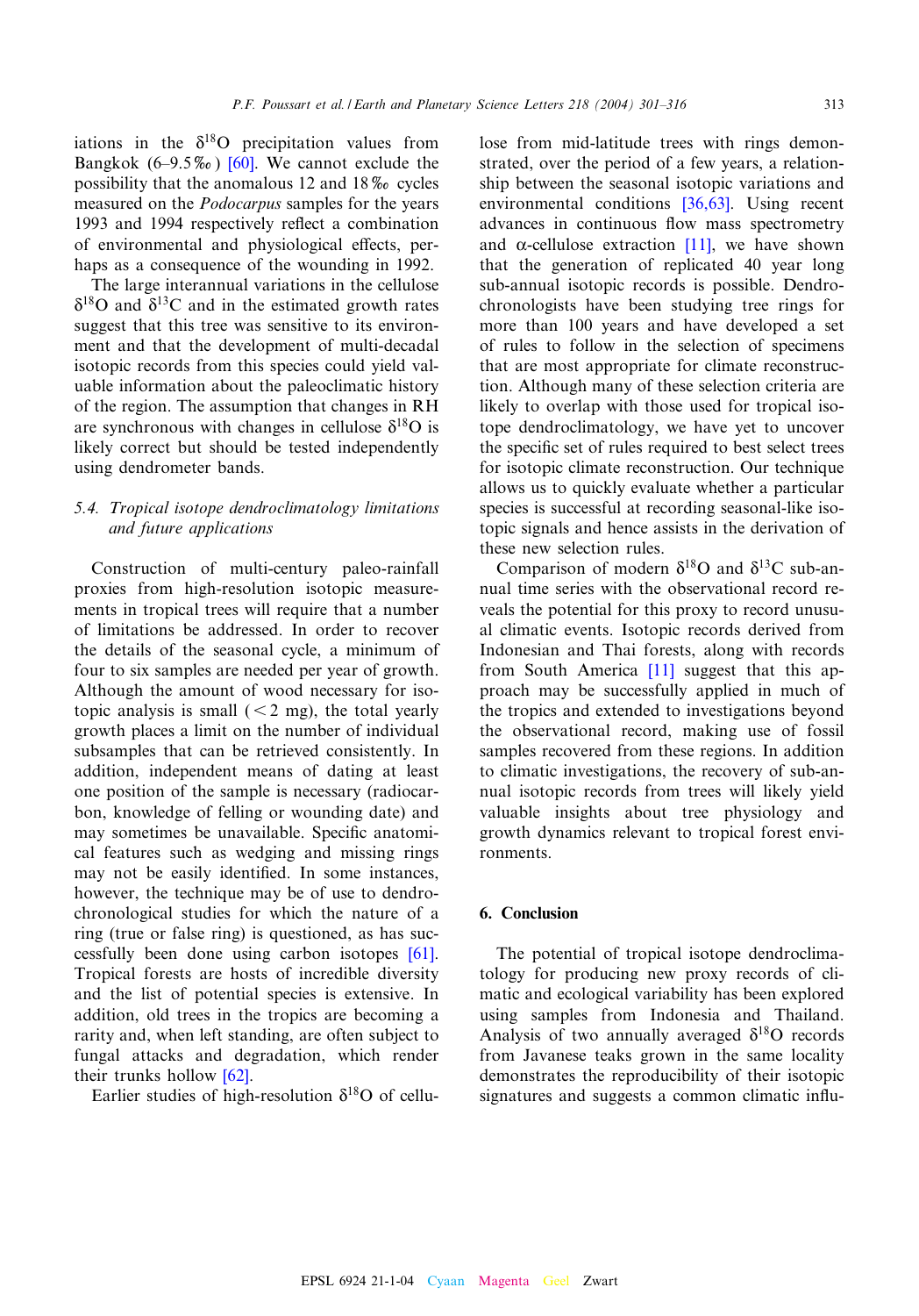iations in the $\delta^{18}O$ precipitation values from Bangkok (6–9.5‰) [60]. We cannot exclude the possibility that the anomalous 12 and 18‰ cycles measured on the *Podocarpus* samples for the years 1993 and 1994 respectively reflect a combination of environmental and physiological effects, perhaps as a consequence of the wounding in 1992.

The large interannual variations in the cellulose $\delta^{18}O$ and $\delta^{13}C$ and in the estimated growth rates suggest that this tree was sensitive to its environment and that the development of multi-decadal isotopic records from this species could yield valuable information about the paleoclimatic history of the region. The assumption that changes in RH are synchronous with changes in cellulose $\delta^{18}O$ is likely correct but should be tested independently using dendrometer bands.

### 5.4. Tropical isotope dendroclimatology limitations and future applications

Construction of multi-century paleo-rainfall proxies from high-resolution isotopic measurements in tropical trees will require that a number of limitations be addressed. In order to recover the details of the seasonal cycle, a minimum of four to six samples are needed per year of growth. Although the amount of wood necessary for isotopic analysis is small ($<2$ mg), the total yearly growth places a limit on the number of individual subsamples that can be retrieved consistently. In addition, independent means of dating at least one position of the sample is necessary (radiocarbon, knowledge of felling or wounding date) and may sometimes be unavailable. Specific anatomical features such as wedging and missing rings may not be easily identified. In some instances, however, the technique may be of use to dendrochronological studies for which the nature of a ring (true or false ring) is questioned, as has successfully been done using carbon isotopes [61]. Tropical forests are hosts of incredible diversity and the list of potential species is extensive. In addition, old trees in the tropics are becoming a rarity and, when left standing, are often subject to fungal attacks and degradation, which render their trunks hollow [62].

Earlier studies of high-resolution $\delta^{18}O$ of cellulose from mid-latitude trees with rings demonstrated, over the period of a few years, a relationship between the seasonal isotopic variations and environmental conditions [36,63]. Using recent advances in continuous flow mass spectrometry and $\alpha$-cellulose extraction [11], we have shown that the generation of replicated 40 year long sub-annual isotopic records is possible. Dendrochronologists have been studying tree rings for more than 100 years and have developed a set of rules to follow in the selection of specimens that are most appropriate for climate reconstruction. Although many of these selection criteria are likely to overlap with those used for tropical isotope dendroclimatology, we have yet to uncover the specific set of rules required to best select trees for isotopic climate reconstruction. Our technique allows us to quickly evaluate whether a particular species is successful at recording seasonal-like isotopic signals and hence assists in the derivation of these new selection rules.

Comparison of modern $\delta^{18}O$ and $\delta^{13}C$ sub-annual time series with the observational record reveals the potential for this proxy to record unusual climatic events. Isotopic records derived from Indonesian and Thai forests, along with records from South America [11] suggest that this approach may be successfully applied in much of the tropics and extended to investigations beyond the observational record, making use of fossil samples recovered from these regions. In addition to climatic investigations, the recovery of sub-annual isotopic records from trees will likely yield valuable insights about tree physiology and growth dynamics relevant to tropical forest environments.

## 6. Conclusion

The potential of tropical isotope dendroclimatology for producing new proxy records of climatic and ecological variability has been explored using samples from Indonesia and Thailand. Analysis of two annually averaged $\delta^{18}O$ records from Javanese teaks grown in the same locality demonstrates the reproducibility of their isotopic signatures and suggests a common climatic influ-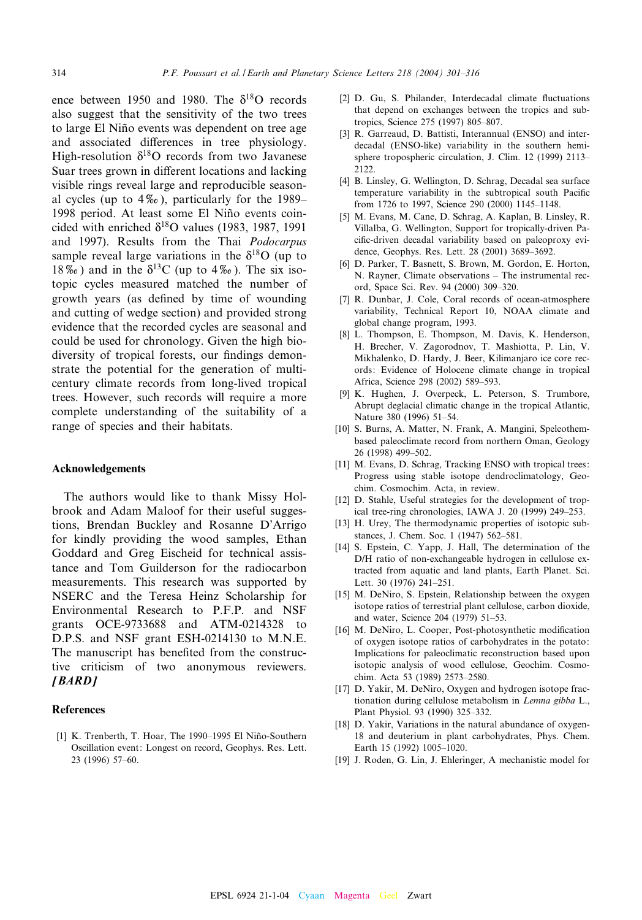ence between 1950 and 1980. The $\delta^{18}O$ records also suggest that the sensitivity of the two trees to large El Niño events was dependent on tree age and associated differences in tree physiology. High-resolution $\delta^{18}O$ records from two Javanese Suar trees grown in different locations and lacking visible rings reveal large and reproducible seasonal cycles (up to 4‰), particularly for the 1989–1998 period. At least some El Niño events coincided with enriched $\delta^{18}O$ values (1983, 1987, 1991 and 1997). Results from the Thai *Podocarpus* sample reveal large variations in the $\delta^{18}O$ (up to 18‰) and in the $\delta^{13}C$ (up to 4‰). The six isotopic cycles measured matched the number of growth years (as defined by time of wounding and cutting of wedge section) and provided strong evidence that the recorded cycles are seasonal and could be used for chronology. Given the high biodiversity of tropical forests, our findings demonstrate the potential for the generation of multi-century climate records from long-lived tropical trees. However, such records will require a more complete understanding of the suitability of a range of species and their habitats.

## Acknowledgements

The authors would like to thank Missy Holbrook and Adam Maloof for their useful suggestions, Brendan Buckley and Rosanne D'Arrigo for kindly providing the wood samples, Ethan Goddard and Greg Eischeid for technical assistance and Tom Guilderson for the radiocarbon measurements. This research was supported by NSERC and the Teresa Heinz Scholarship for Environmental Research to P.F.P. and NSF grants OCE-9733688 and ATM-0214328 to D.P.S. and NSF grant ESH-0214130 to M.N.E. The manuscript has benefited from the constructive criticism of two anonymous reviewers. ***[BARD]***

## References

[1] K. Trenberth, T. Hoar, The 1990–1995 El Niño-Southern Oscillation event: Longest on record, Geophys. Res. Lett. 23 (1996) 57–60.

[2] D. Gu, S. Philander, Interdecadal climate fluctuations that depend on exchanges between the tropics and subtropics, Science 275 (1997) 805–807.

[3] R. Garreaud, D. Battisti, Interannual (ENSO) and interdecadal (ENSO-like) variability in the southern hemisphere tropospheric circulation, J. Clim. 12 (1999) 2113–2122.

[4] B. Linsley, G. Wellington, D. Schrag, Decadal sea surface temperature variability in the subtropical south Pacific from 1726 to 1997, Science 290 (2000) 1145–1148.

[5] M. Evans, M. Cane, D. Schrag, A. Kaplan, B. Linsley, R. Villalba, G. Wellington, Support for tropically-driven Pacific-driven decadal variability based on paleoproxy evidence, Geophys. Res. Lett. 28 (2001) 3689–3692.

[6] D. Parker, T. Basnett, S. Brown, M. Gordon, E. Horton, N. Rayner, Climate observations – The instrumental record, Space Sci. Rev. 94 (2000) 309–320.

[7] R. Dunbar, J. Cole, Coral records of ocean-atmosphere variability, Technical Report 10, NOAA climate and global change program, 1993.

[8] L. Thompson, E. Thompson, M. Davis, K. Henderson, H. Brecher, V. Zagorodnov, T. Mashiotta, P. Lin, V. Mikhalenko, D. Hardy, J. Beer, Kilimanjaro ice core records: Evidence of Holocene climate change in tropical Africa, Science 298 (2002) 589–593.

[9] K. Hughen, J. Overpeck, L. Peterson, S. Trumbore, Abrupt deglacial climatic change in the tropical Atlantic, Nature 380 (1996) 51–54.

[10] S. Burns, A. Matter, N. Frank, A. Mangini, Speleothem-based paleoclimate record from northern Oman, Geology 26 (1998) 499–502.

[11] M. Evans, D. Schrag, Tracking ENSO with tropical trees: Progress using stable isotope dendroclimatology, Geochim. Cosmochim. Acta, in review.

[12] D. Stahle, Useful strategies for the development of tropical tree-ring chronologies, IAWA J. 20 (1999) 249–253.

[13] H. Urey, The thermodynamic properties of isotopic substances, J. Chem. Soc. 1 (1947) 562–581.

[14] S. Epstein, C. Yapp, J. Hall, The determination of the D/H ratio of non-exchangeable hydrogen in cellulose extracted from aquatic and land plants, Earth Planet. Sci. Lett. 30 (1976) 241–251.

[15] M. DeNiro, S. Epstein, Relationship between the oxygen isotope ratios of terrestrial plant cellulose, carbon dioxide, and water, Science 204 (1979) 51–53.

[16] M. DeNiro, L. Cooper, Post-photosynthetic modification of oxygen isotope ratios of carbohydrates in the potato: Implications for paleoclimatic reconstruction based upon isotopic analysis of wood cellulose, Geochim. Cosmochim. Acta 53 (1989) 2573–2580.

[17] D. Yakir, M. DeNiro, Oxygen and hydrogen isotope fractionation during cellulose metabolism in *Lemna gibba* L., Plant Physiol. 93 (1990) 325–332.

[18] D. Yakir, Variations in the natural abundance of oxygen-18 and deuterium in plant carbohydrates, Phys. Chem. Earth 15 (1992) 1005–1020.

[19] J. Roden, G. Lin, J. Ehleringer, A mechanistic model for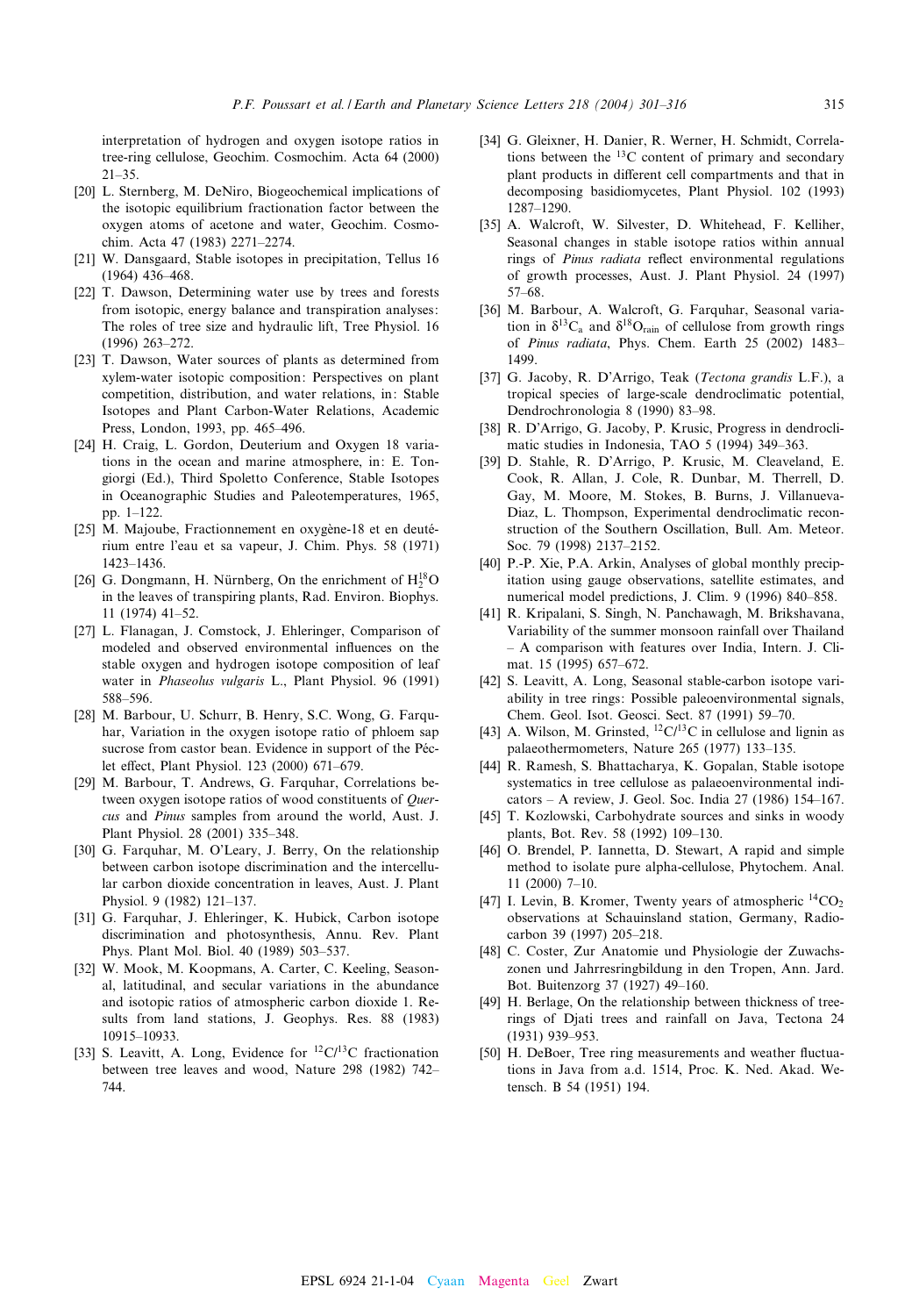interpretation of hydrogen and oxygen isotope ratios in tree-ring cellulose, Geochim. Cosmochim. Acta 64 (2000) 21–35.

[20] L. Sternberg, M. DeNiro, Biogeochemical implications of the isotopic equilibrium fractionation factor between the oxygen atoms of acetone and water, Geochim. Cosmochim. Acta 47 (1983) 2271–2274.

[21] W. Dansgaard, Stable isotopes in precipitation, Tellus 16 (1964) 436–468.

[22] T. Dawson, Determining water use by trees and forests from isotopic, energy balance and transpiration analyses: The roles of tree size and hydraulic lift, Tree Physiol. 16 (1996) 263–272.

[23] T. Dawson, Water sources of plants as determined from xylem-water isotopic composition: Perspectives on plant competition, distribution, and water relations, in: Stable Isotopes and Plant Carbon-Water Relations, Academic Press, London, 1993, pp. 465–496.

[24] H. Craig, L. Gordon, Deuterium and Oxygen 18 variations in the ocean and marine atmosphere, in: E. Tongiorgi (Ed.), Third Spoletto Conference, Stable Isotopes in Oceanographic Studies and Paleotemperatures, 1965, pp. 1–122.

[25] M. Majoube, Fractionnement en oxygène-18 et en deutérium entre l'eau et sa vapeur, J. Chim. Phys. 58 (1971) 1423–1436.

[26] G. Dongmann, H. Nürnberg, On the enrichment of $H_2^{18}O$ in the leaves of transpiring plants, Rad. Environ. Biophys. 11 (1974) 41–52.

[27] L. Flanagan, J. Comstock, J. Ehleringer, Comparison of modeled and observed environmental influences on the stable oxygen and hydrogen isotope composition of leaf water in *Phaseolus vulgaris* L., Plant Physiol. 96 (1991) 588–596.

[28] M. Barbour, U. Schurr, B. Henry, S.C. Wong, G. Farquhar, Variation in the oxygen isotope ratio of phloem sap sucrose from castor bean. Evidence in support of the Péclet effect, Plant Physiol. 123 (2000) 671–679.

[29] M. Barbour, T. Andrews, G. Farquhar, Correlations between oxygen isotope ratios of wood constituents of *Quercus* and *Pinus* samples from around the world, Aust. J. Plant Physiol. 28 (2001) 335–348.

[30] G. Farquhar, M. O'Leary, J. Berry, On the relationship between carbon isotope discrimination and the intercellular carbon dioxide concentration in leaves, Aust. J. Plant Physiol. 9 (1982) 121–137.

[31] G. Farquhar, J. Ehleringer, K. Hubick, Carbon isotope discrimination and photosynthesis, Annu. Rev. Plant Phys. Plant Mol. Biol. 40 (1989) 503–537.

[32] W. Mook, M. Koopmans, A. Carter, C. Keeling, Seasonal, latitudinal, and secular variations in the abundance and isotopic ratios of atmospheric carbon dioxide 1. Results from land stations, J. Geophys. Res. 88 (1983) 10915–10933.

[33] S. Leavitt, A. Long, Evidence for $^{12}C/^{13}C$ fractionation between tree leaves and wood, Nature 298 (1982) 742–744.

[34] G. Gleixner, H. Danier, R. Werner, H. Schmidt, Correlations between the $^{13}C$ content of primary and secondary plant products in different cell compartments and that in decomposing basidiomycetes, Plant Physiol. 102 (1993) 1287–1290.

[35] A. Walcroft, W. Silvester, D. Whitehead, F. Kelliher, Seasonal changes in stable isotope ratios within annual rings of *Pinus radiata* reflect environmental regulations of growth processes, Aust. J. Plant Physiol. 24 (1997) 57–68.

[36] M. Barbour, A. Walcroft, G. Farquhar, Seasonal variation in $\delta^{13}C_a$ and $\delta^{18}O_{rain}$ of cellulose from growth rings of *Pinus radiata*, Phys. Chem. Earth 25 (2002) 1483–1499.

[37] G. Jacoby, R. D'Arrigo, Teak (*Tectona grandis* L.F.), a tropical species of large-scale dendroclimatic potential, Dendrochronologia 8 (1990) 83–98.

[38] R. D'Arrigo, G. Jacoby, P. Krusic, Progress in dendroclimatic studies in Indonesia, TAO 5 (1994) 349–363.

[39] D. Stahle, R. D'Arrigo, P. Krusic, M. Cleaveland, E. Cook, R. Allan, J. Cole, R. Dunbar, M. Therrell, D. Gay, M. Moore, M. Stokes, B. Burns, J. Villanueva-Diaz, L. Thompson, Experimental dendroclimatic reconstruction of the Southern Oscillation, Bull. Am. Meteor. Soc. 79 (1998) 2137–2152.

[40] P.-P. Xie, P.A. Arkin, Analyses of global monthly precipitation using gauge observations, satellite estimates, and numerical model predictions, J. Clim. 9 (1996) 840–858.

[41] R. Kripalani, S. Singh, N. Panchawagh, M. Brikshavana, Variability of the summer monsoon rainfall over Thailand – A comparison with features over India, Intern. J. Climat. 15 (1995) 657–672.

[42] S. Leavitt, A. Long, Seasonal stable-carbon isotope variability in tree rings: Possible paleoenvironmental signals, Chem. Geol. Isot. Geosci. Sect. 87 (1991) 59–70.

[43] A. Wilson, M. Grinsted, $^{12}C/^{13}C$ in cellulose and lignin as palaeothermometers, Nature 265 (1977) 133–135.

[44] R. Ramesh, S. Bhattacharya, K. Gopalan, Stable isotope systematics in tree cellulose as palaeoenvironmental indicators – A review, J. Geol. Soc. India 27 (1986) 154–167.

[45] T. Kozlowski, Carbohydrate sources and sinks in woody plants, Bot. Rev. 58 (1992) 109–130.

[46] O. Brendel, P. Iannetta, D. Stewart, A rapid and simple method to isolate pure alpha-cellulose, Phytochem. Anal. 11 (2000) 7–10.

[47] I. Levin, B. Kromer, Twenty years of atmospheric $^{14}CO_2$ observations at Schauinsland station, Germany, Radiocarbon 39 (1997) 205–218.

[48] C. Coster, Zur Anatomie und Physiologie der Zuwachszonen und Jahrresringbildung in den Tropen, Ann. Jard. Bot. Buitenzorg 37 (1927) 49–160.

[49] H. Berlage, On the relationship between thickness of tree-rings of Djati trees and rainfall on Java, Tectona 24 (1931) 939–953.

[50] H. DeBoer, Tree ring measurements and weather fluctuations in Java from a.d. 1514, Proc. K. Ned. Akad. Wetensch. B 54 (1951) 194.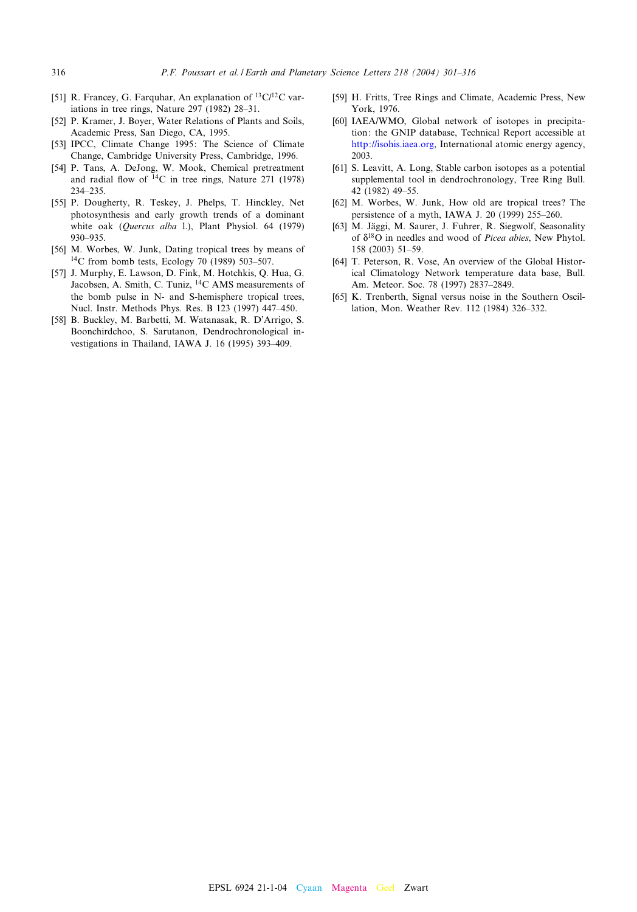[51] R. Francey, G. Farquhar, An explanation of $^{13}C/^{12}C$ variations in tree rings, Nature 297 (1982) 28–31.

[52] P. Kramer, J. Boyer, Water Relations of Plants and Soils, Academic Press, San Diego, CA, 1995.

[53] IPCC, Climate Change 1995: The Science of Climate Change, Cambridge University Press, Cambridge, 1996.

[54] P. Tans, A. DeJong, W. Mook, Chemical pretreatment and radial flow of $^{14}C$ in tree rings, Nature 271 (1978) 234–235.

[55] P. Dougherty, R. Teskey, J. Phelps, T. Hinckley, Net photosynthesis and early growth trends of a dominant white oak (*Quercus alba* l.), Plant Physiol. 64 (1979) 930–935.

[56] M. Worbes, W. Junk, Dating tropical trees by means of $^{14}C$ from bomb tests, Ecology 70 (1989) 503–507.

[57] J. Murphy, E. Lawson, D. Fink, M. Hotchkis, Q. Hua, G. Jacobsen, A. Smith, C. Tuniz, $^{14}C$ AMS measurements of the bomb pulse in N- and S-hemisphere tropical trees, Nucl. Instr. Methods Phys. Res. B 123 (1997) 447–450.

[58] B. Buckley, M. Barbetti, M. Watanasak, R. D'Arrigo, S. Boonchirdchoo, S. Sarutanon, Dendrochronological investigations in Thailand, IAWA J. 16 (1995) 393–409.

[59] H. Fritts, Tree Rings and Climate, Academic Press, New York, 1976.

[60] IAEA/WMO, Global network of isotopes in precipitation: the GNIP database, Technical Report accessible at http://isohis.iaea.org, International atomic energy agency, 2003.

[61] S. Leavitt, A. Long, Stable carbon isotopes as a potential supplemental tool in dendrochronology, Tree Ring Bull. 42 (1982) 49–55.

[62] M. Worbes, W. Junk, How old are tropical trees? The persistence of a myth, IAWA J. 20 (1999) 255–260.

[63] M. Jäggi, M. Saurer, J. Fuhrer, R. Siegwolf, Seasonality of $\delta^{18}O$ in needles and wood of *Picea abies*, New Phytol. 158 (2003) 51–59.

[64] T. Peterson, R. Vose, An overview of the Global Historical Climatology Network temperature data base, Bull. Am. Meteor. Soc. 78 (1997) 2837–2849.

[65] K. Trenberth, Signal versus noise in the Southern Oscillation, Mon. Weather Rev. 112 (1984) 326–332.